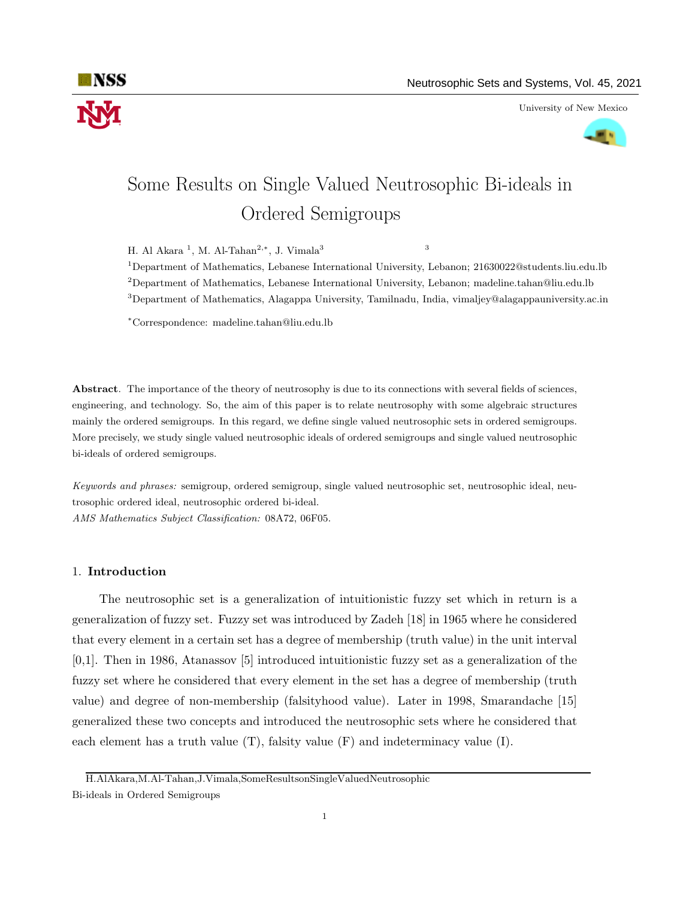# Some Results on Single Valued Neutrosophic Bi-ideals in Ordered Semigroups

H. Al Akara [1], M. Al-Tahan[2,*], J. Vimala[3]

[1]Department of Mathematics, Lebanese International University, Lebanon; 21630022@students.liu.edu.lb

[2]Department of Mathematics, Lebanese International University, Lebanon; madeline.tahan@liu.edu.lb

[3]Department of Mathematics, Alagappa University, Tamilnadu, India, vimaljey@alagappauniversity.ac.in

[*]Correspondence: madeline.tahan@liu.edu.lb

**Abstract**. The importance of the theory of neutrosophy is due to its connections with several fields of sciences, engineering, and technology. So, the aim of this paper is to relate neutrosophy with some algebraic structures mainly the ordered semigroups. In this regard, we define single valued neutrosophic sets in ordered semigroups. More precisely, we study single valued neutrosophic ideals of ordered semigroups and single valued neutrosophic bi-ideals of ordered semigroups.

*Keywords and phrases:* semigroup, ordered semigroup, single valued neutrosophic set, neutrosophic ideal, neutrosophic ordered ideal, neutrosophic ordered bi-ideal.

*AMS Mathematics Subject Classification:* 08A72, 06F05.

## 1. **Introduction**

The neutrosophic set is a generalization of intuitionistic fuzzy set which in return is a generalization of fuzzy set. Fuzzy set was introduced by Zadeh [18] in 1965 where he considered that every element in a certain set has a degree of membership (truth value) in the unit interval [0,1]. Then in 1986, Atanassov [5] introduced intuitionistic fuzzy set as a generalization of the fuzzy set where he considered that every element in the set has a degree of membership (truth value) and degree of non-membership (falsityhood value). Later in 1998, Smarandache [15] generalized these two concepts and introduced the neutrosophic sets where he considered that each element has a truth value (T), falsity value (F) and indeterminacy value (I).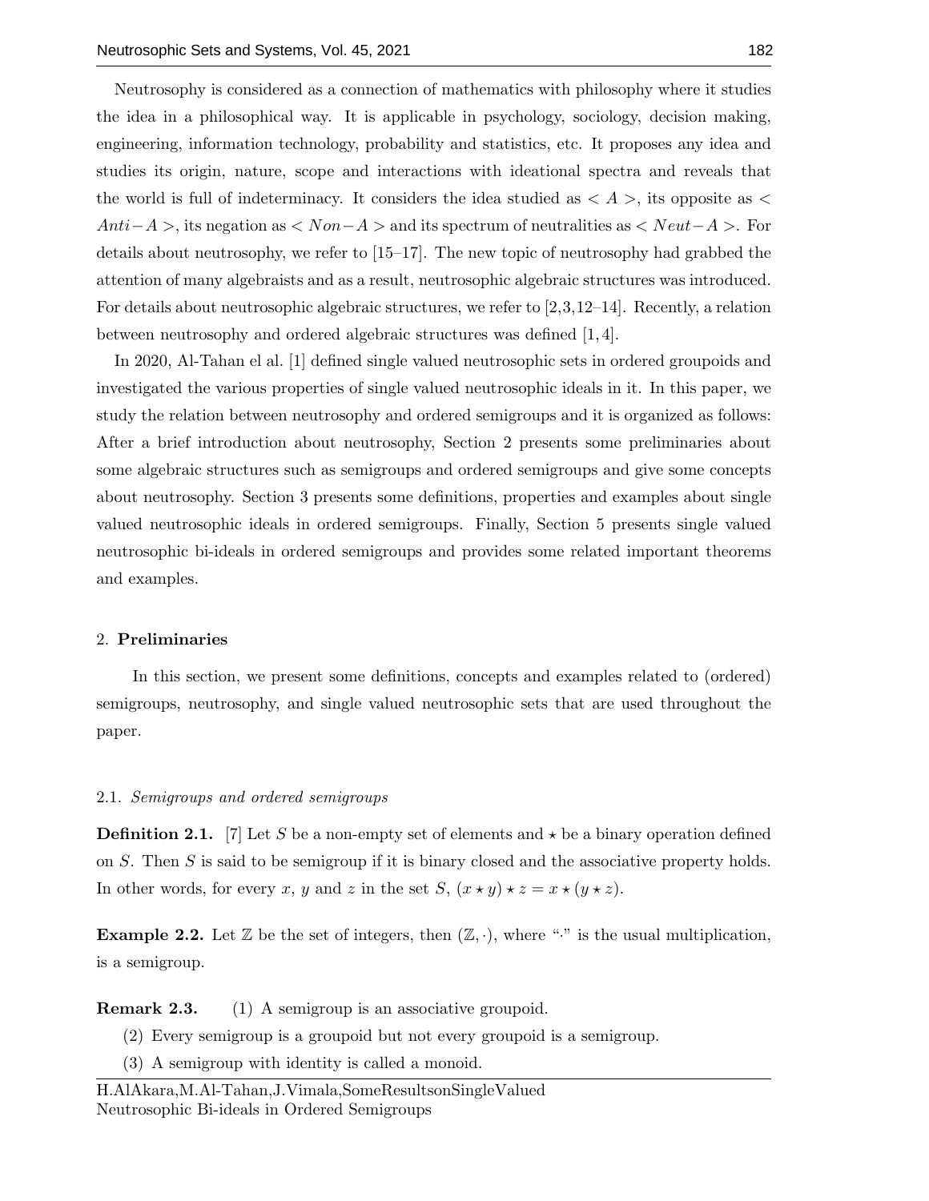Neutrosophy is considered as a connection of mathematics with philosophy where it studies the idea in a philosophical way. It is applicable in psychology, sociology, decision making, engineering, information technology, probability and statistics, etc. It proposes any idea and studies its origin, nature, scope and interactions with ideational spectra and reveals that the world is full of indeterminacy. It considers the idea studied as $< A >$, its opposite as $< Anti-A >$, its negation as $< Non-A >$ and its spectrum of neutralities as $< Neut-A >$. For details about neutrosophy, we refer to [15–17]. The new topic of neutrosophy had grabbed the attention of many algebraists and as a result, neutrosophic algebraic structures was introduced. For details about neutrosophic algebraic structures, we refer to [2,3,12–14]. Recently, a relation between neutrosophy and ordered algebraic structures was defined [1, 4].

In 2020, Al-Tahan el al. [1] defined single valued neutrosophic sets in ordered groupoids and investigated the various properties of single valued neutrosophic ideals in it. In this paper, we study the relation between neutrosophy and ordered semigroups and it is organized as follows: After a brief introduction about neutrosophy, Section 2 presents some preliminaries about some algebraic structures such as semigroups and ordered semigroups and give some concepts about neutrosophy. Section 3 presents some definitions, properties and examples about single valued neutrosophic ideals in ordered semigroups. Finally, Section 5 presents single valued neutrosophic bi-ideals in ordered semigroups and provides some related important theorems and examples.

## 2. Preliminaries

In this section, we present some definitions, concepts and examples related to (ordered) semigroups, neutrosophy, and single valued neutrosophic sets that are used throughout the paper.

### 2.1. *Semigroups and ordered semigroups*

**Definition 2.1.** [7] Let $S$ be a non-empty set of elements and $\star$ be a binary operation defined on $S$. Then $S$ is said to be semigroup if it is binary closed and the associative property holds. In other words, for every $x$, $y$ and $z$ in the set $S$, $(x \star y) \star z = x \star (y \star z)$.

**Example 2.2.** Let $\mathbb{Z}$ be the set of integers, then $(\mathbb{Z}, \cdot)$, where "$\cdot$" is the usual multiplication, is a semigroup.

**Remark 2.3.**
1. A semigroup is an associative groupoid.
2. Every semigroup is a groupoid but not every groupoid is a semigroup.
3. A semigroup with identity is called a monoid.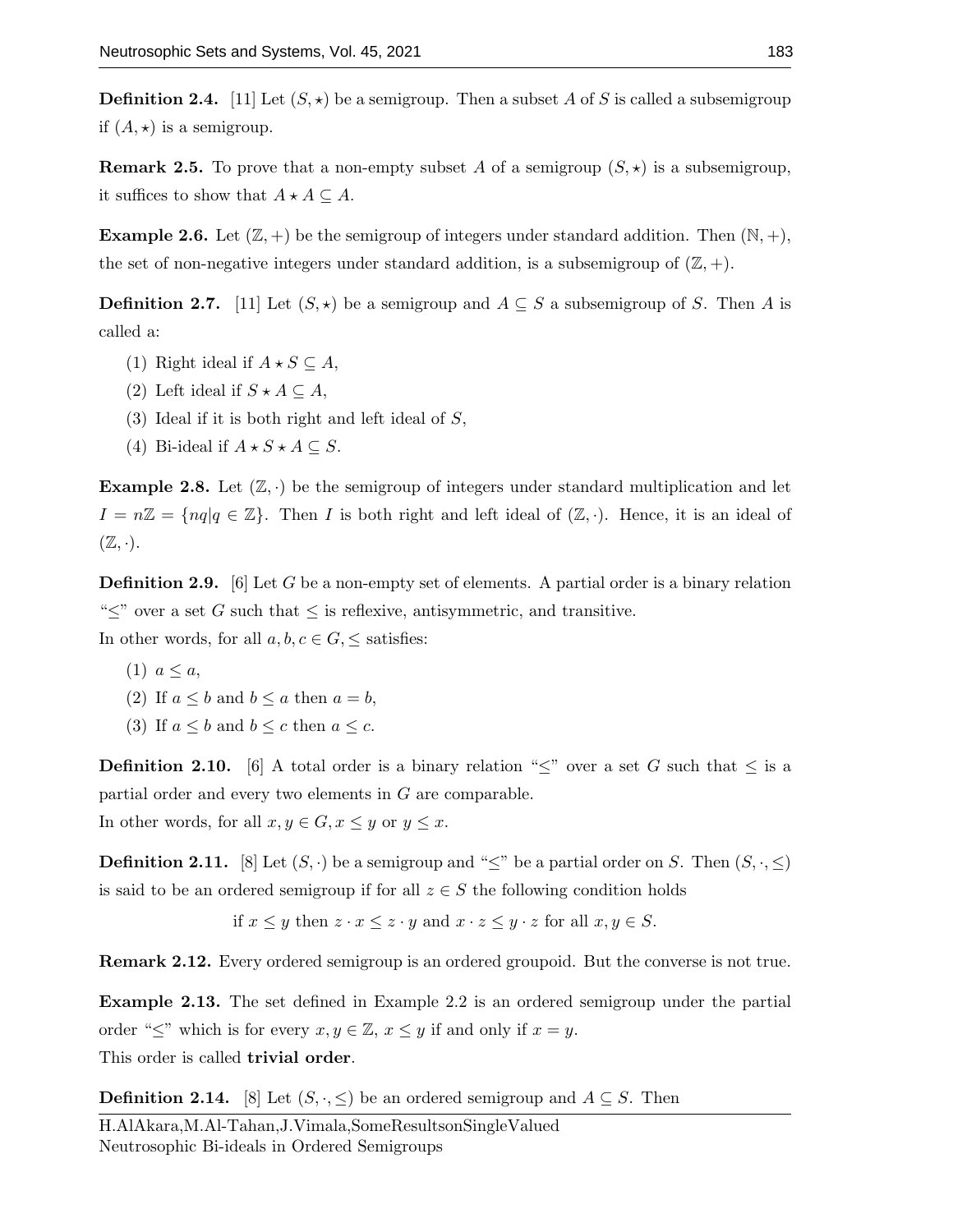**Definition 2.4.** [11] Let $(S, \star)$ be a semigroup. Then a subset $A$ of $S$ is called a subsemigroup if $(A, \star)$ is a semigroup.

**Remark 2.5.** To prove that a non-empty subset $A$ of a semigroup $(S, \star)$ is a subsemigroup, it suffices to show that $A \star A \subseteq A$.

**Example 2.6.** Let $(\mathbb{Z}, +)$ be the semigroup of integers under standard addition. Then $(\mathbb{N}, +)$, the set of non-negative integers under standard addition, is a subsemigroup of $(\mathbb{Z}, +)$.

**Definition 2.7.** [11] Let $(S, \star)$ be a semigroup and $A \subseteq S$ a subsemigroup of $S$. Then $A$ is called a:

(1) Right ideal if $A \star S \subseteq A$,

(2) Left ideal if $S \star A \subseteq A$,

(3) Ideal if it is both right and left ideal of $S$,

(4) Bi-ideal if $A \star S \star A \subseteq S$.

**Example 2.8.** Let $(\mathbb{Z}, \cdot)$ be the semigroup of integers under standard multiplication and let $I = n\mathbb{Z} = \{nq | q \in \mathbb{Z}\}$. Then $I$ is both right and left ideal of $(\mathbb{Z}, \cdot)$. Hence, it is an ideal of $(\mathbb{Z}, \cdot)$.

**Definition 2.9.** [6] Let $G$ be a non-empty set of elements. A partial order is a binary relation "$\leq$" over a set $G$ such that $\leq$ is reflexive, antisymmetric, and transitive.
In other words, for all $a, b, c \in G$, $\leq$ satisfies:

(1) $a \leq a$,

(2) If $a \leq b$ and $b \leq a$ then $a = b$,

(3) If $a \leq b$ and $b \leq c$ then $a \leq c$.

**Definition 2.10.** [6] A total order is a binary relation "$\leq$" over a set $G$ such that $\leq$ is a partial order and every two elements in $G$ are comparable.
In other words, for all $x, y \in G$, $x \leq y$ or $y \leq x$.

**Definition 2.11.** [8] Let $(S, \cdot)$ be a semigroup and "$\leq$" be a partial order on $S$. Then $(S, \cdot, \leq)$ is said to be an ordered semigroup if for all $z \in S$ the following condition holds

$$\text{if } x \leq y \text{ then } z \cdot x \leq z \cdot y \text{ and } x \cdot z \leq y \cdot z \text{ for all } x, y \in S.$$

**Remark 2.12.** Every ordered semigroup is an ordered groupoid. But the converse is not true.

**Example 2.13.** The set defined in Example 2.2 is an ordered semigroup under the partial order "$\leq$" which is for every $x, y \in \mathbb{Z}$, $x \leq y$ if and only if $x = y$.
This order is called **trivial order**.

**Definition 2.14.** [8] Let $(S, \cdot, \leq)$ be an ordered semigroup and $A \subseteq S$. Then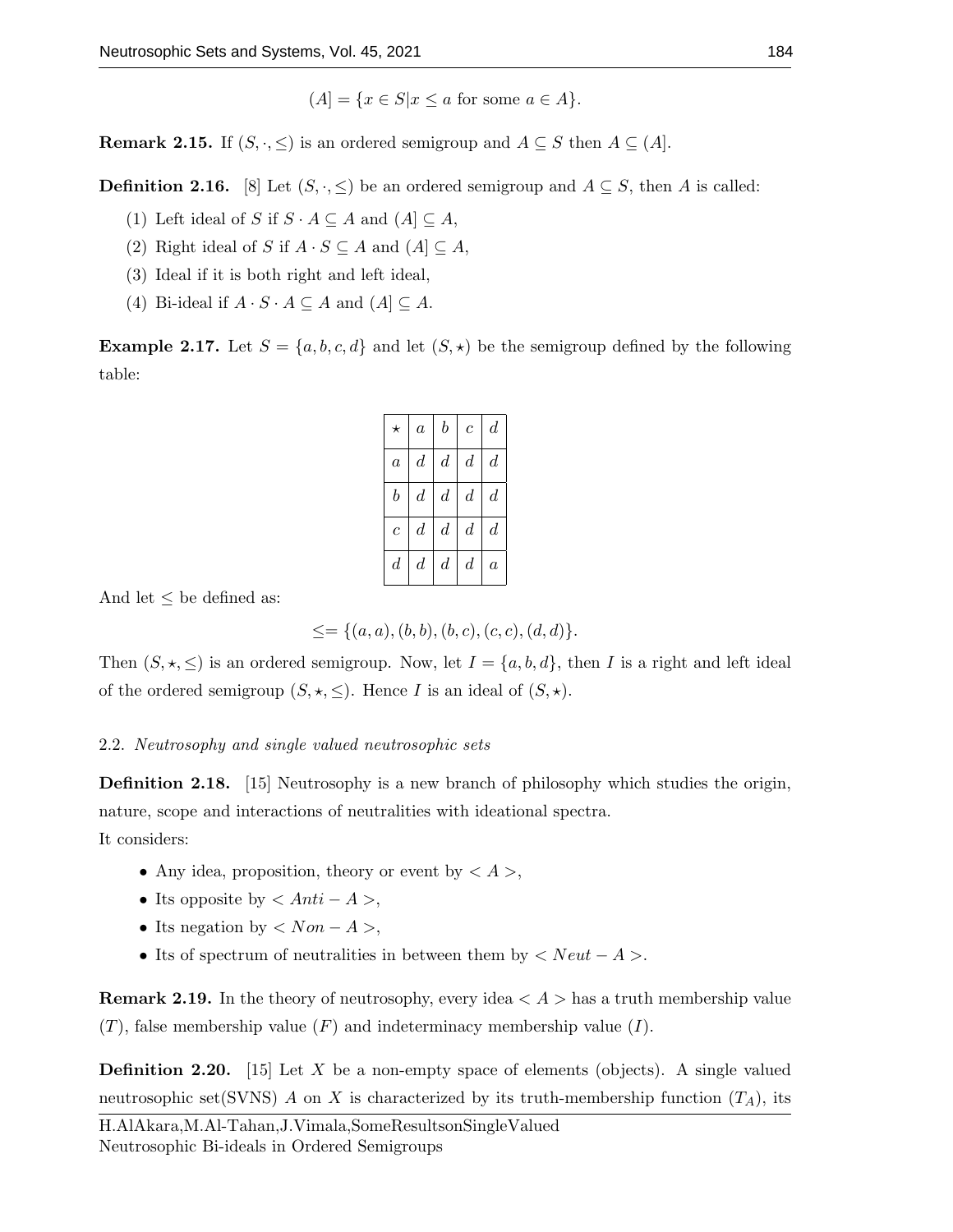$$(A] = \{x \in S | x \leq a \text{ for some } a \in A\}.$$

**Remark 2.15.** If $(S, \cdot, \leq)$ is an ordered semigroup and $A \subseteq S$ then $A \subseteq (A]$.

**Definition 2.16.** [8] Let $(S, \cdot, \leq)$ be an ordered semigroup and $A \subseteq S$, then $A$ is called:

(1) Left ideal of $S$ if $S \cdot A \subseteq A$ and $(A] \subseteq A$,
(2) Right ideal of $S$ if $A \cdot S \subseteq A$ and $(A] \subseteq A$,
(3) Ideal if it is both right and left ideal,
(4) Bi-ideal if $A \cdot S \cdot A \subseteq A$ and $(A] \subseteq A$.

**Example 2.17.** Let $S = \{a, b, c, d\}$ and let $(S, \star)$ be the semigroup defined by the following table:

| $\star$ | $a$ | $b$ | $c$ | $d$ |
|---|---|---|---|---|
| $a$ | $d$ | $d$ | $d$ | $d$ |
| $b$ | $d$ | $d$ | $d$ | $d$ |
| $c$ | $d$ | $d$ | $d$ | $d$ |
| $d$ | $d$ | $d$ | $d$ | $a$ |

And let $\leq$ be defined as:

$$\leq = \{(a, a), (b, b), (b, c), (c, c), (d, d)\}.$$

Then $(S, \star, \leq)$ is an ordered semigroup. Now, let $I = \{a, b, d\}$, then $I$ is a right and left ideal of the ordered semigroup $(S, \star, \leq)$. Hence $I$ is an ideal of $(S, \star)$.

### 2.2. *Neutrosophy and single valued neutrosophic sets*

**Definition 2.18.** [15] Neutrosophy is a new branch of philosophy which studies the origin, nature, scope and interactions of neutralities with ideational spectra.
It considers:

- Any idea, proposition, theory or event by $< A >$,
- Its opposite by $< Anti - A >$,
- Its negation by $< Non - A >$,
- Its of spectrum of neutralities in between them by $< Neut - A >$.

**Remark 2.19.** In the theory of neutrosophy, every idea $< A >$ has a truth membership value $(T)$, false membership value $(F)$ and indeterminacy membership value $(I)$.

**Definition 2.20.** [15] Let $X$ be a non-empty space of elements (objects). A single valued neutrosophic set(SVNS) $A$ on $X$ is characterized by its truth-membership function $(T_A)$, its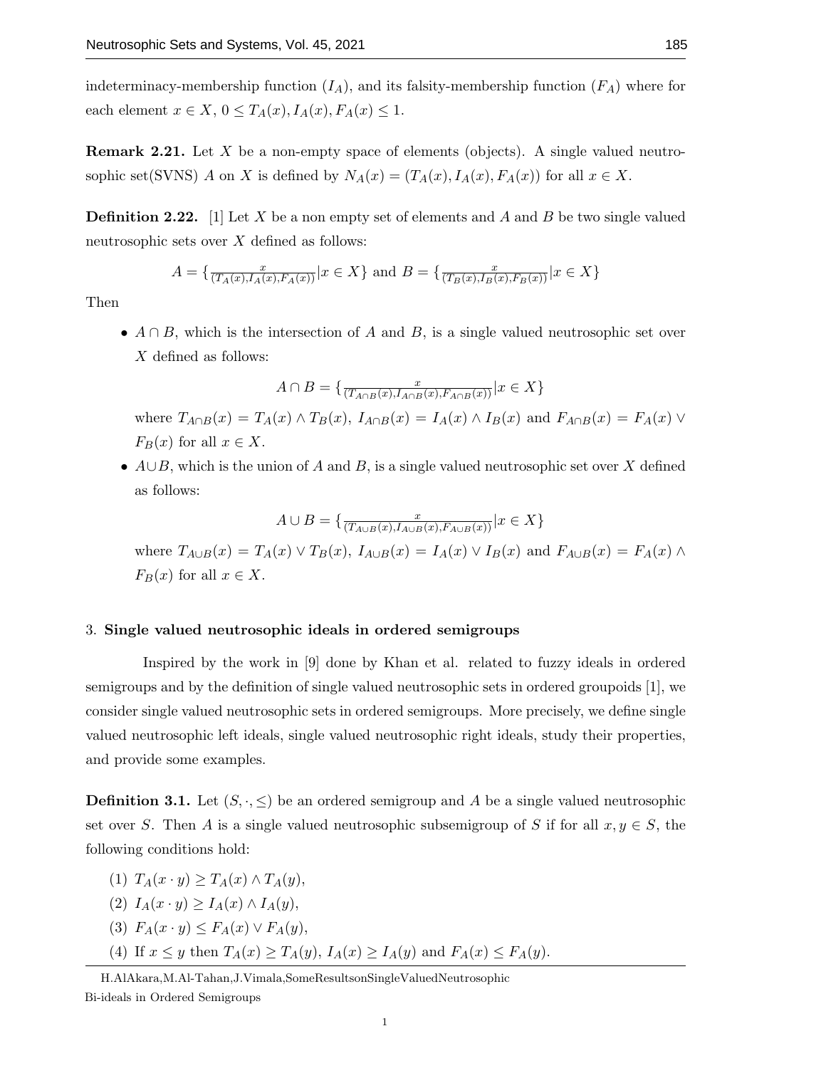indeterminacy-membership function ($I_A$), and its falsity-membership function ($F_A$) where for each element $x \in X$, $0 \leq T_A(x), I_A(x), F_A(x) \leq 1$.

**Remark 2.21.** Let $X$ be a non-empty space of elements (objects). A single valued neutrosophic set(SVNS) $A$ on $X$ is defined by $N_A(x) = (T_A(x), I_A(x), F_A(x))$ for all $x \in X$.

**Definition 2.22.** [1] Let $X$ be a non empty set of elements and $A$ and $B$ be two single valued neutrosophic sets over $X$ defined as follows:

$$A = \{\frac{x}{(T_A(x), I_A(x), F_A(x))} | x \in X\} \text{ and } B = \{\frac{x}{(T_B(x), I_B(x), F_B(x))} | x \in X\}$$

Then

- $A \cap B$, which is the intersection of $A$ and $B$, is a single valued neutrosophic set over $X$ defined as follows:

$$A \cap B = \{\frac{x}{(T_{A\cap B}(x), I_{A\cap B}(x), F_{A\cap B}(x))} | x \in X\}$$

  where $T_{A\cap B}(x) = T_A(x) \wedge T_B(x)$, $I_{A\cap B}(x) = I_A(x) \wedge I_B(x)$ and $F_{A\cap B}(x) = F_A(x) \vee F_B(x)$ for all $x \in X$.

- $A \cup B$, which is the union of $A$ and $B$, is a single valued neutrosophic set over $X$ defined as follows:

$$A \cup B = \{\frac{x}{(T_{A\cup B}(x), I_{A\cup B}(x), F_{A\cup B}(x))} | x \in X\}$$

  where $T_{A\cup B}(x) = T_A(x) \vee T_B(x)$, $I_{A\cup B}(x) = I_A(x) \vee I_B(x)$ and $F_{A\cup B}(x) = F_A(x) \wedge F_B(x)$ for all $x \in X$.

## 3. Single valued neutrosophic ideals in ordered semigroups

Inspired by the work in [9] done by Khan et al. related to fuzzy ideals in ordered semigroups and by the definition of single valued neutrosophic sets in ordered groupoids [1], we consider single valued neutrosophic sets in ordered semigroups. More precisely, we define single valued neutrosophic left ideals, single valued neutrosophic right ideals, study their properties, and provide some examples.

**Definition 3.1.** Let $(S, \cdot, \leq)$ be an ordered semigroup and $A$ be a single valued neutrosophic set over $S$. Then $A$ is a single valued neutrosophic subsemigroup of $S$ if for all $x, y \in S$, the following conditions hold:

(1) $T_A(x \cdot y) \geq T_A(x) \wedge T_A(y)$,
(2) $I_A(x \cdot y) \geq I_A(x) \wedge I_A(y)$,
(3) $F_A(x \cdot y) \leq F_A(x) \vee F_A(y)$,
(4) If $x \leq y$ then $T_A(x) \geq T_A(y)$, $I_A(x) \geq I_A(y)$ and $F_A(x) \leq F_A(y)$.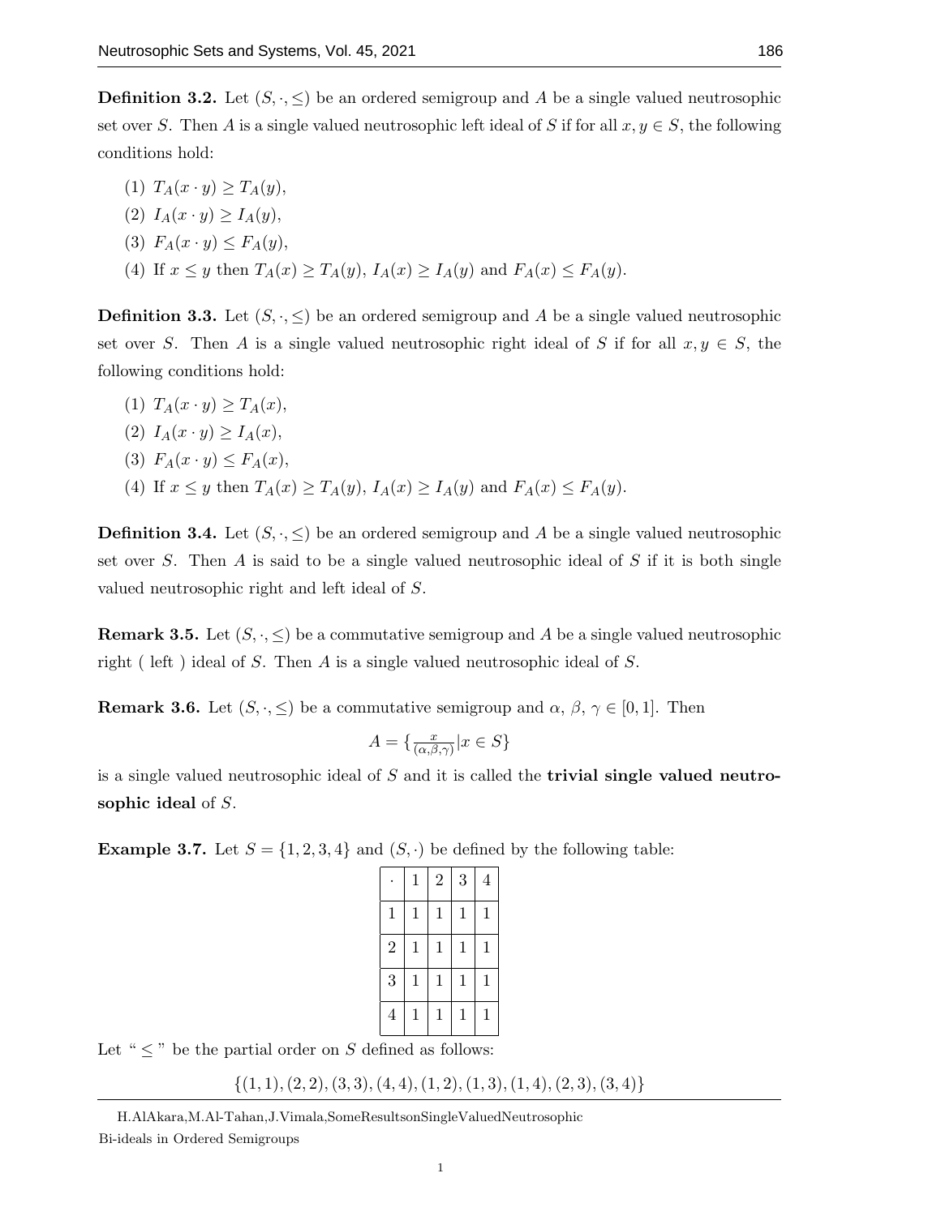**Definition 3.2.** Let $(S, \cdot, \leq)$ be an ordered semigroup and $A$ be a single valued neutrosophic set over $S$. Then $A$ is a single valued neutrosophic left ideal of $S$ if for all $x, y \in S$, the following conditions hold:

(1) $T_A(x \cdot y) \geq T_A(y)$,

(2) $I_A(x \cdot y) \geq I_A(y)$,

(3) $F_A(x \cdot y) \leq F_A(y)$,

(4) If $x \leq y$ then $T_A(x) \geq T_A(y)$, $I_A(x) \geq I_A(y)$ and $F_A(x) \leq F_A(y)$.

**Definition 3.3.** Let $(S, \cdot, \leq)$ be an ordered semigroup and $A$ be a single valued neutrosophic set over $S$. Then $A$ is a single valued neutrosophic right ideal of $S$ if for all $x, y \in S$, the following conditions hold:

(1) $T_A(x \cdot y) \geq T_A(x)$,

(2) $I_A(x \cdot y) \geq I_A(x)$,

(3) $F_A(x \cdot y) \leq F_A(x)$,

(4) If $x \leq y$ then $T_A(x) \geq T_A(y)$, $I_A(x) \geq I_A(y)$ and $F_A(x) \leq F_A(y)$.

**Definition 3.4.** Let $(S, \cdot, \leq)$ be an ordered semigroup and $A$ be a single valued neutrosophic set over $S$. Then $A$ is said to be a single valued neutrosophic ideal of $S$ if it is both single valued neutrosophic right and left ideal of $S$.

**Remark 3.5.** Let $(S, \cdot, \leq)$ be a commutative semigroup and $A$ be a single valued neutrosophic right ( left ) ideal of $S$. Then $A$ is a single valued neutrosophic ideal of $S$.

**Remark 3.6.** Let $(S, \cdot, \leq)$ be a commutative semigroup and $\alpha$, $\beta$, $\gamma \in [0, 1]$. Then

$$A = \{\tfrac{x}{(\alpha,\beta,\gamma)} | x \in S\}$$

is a single valued neutrosophic ideal of $S$ and it is called the **trivial single valued neutrosophic ideal** of $S$.

**Example 3.7.** Let $S = \{1, 2, 3, 4\}$ and $(S, \cdot)$ be defined by the following table:

| $\cdot$ | 1 | 2 | 3 | 4 |
|---|---|---|---|---|
| 1 | 1 | 1 | 1 | 1 |
| 2 | 1 | 1 | 1 | 1 |
| 3 | 1 | 1 | 1 | 1 |
| 4 | 1 | 1 | 1 | 1 |

Let " $\leq$ " be the partial order on $S$ defined as follows:

$$\{(1, 1), (2, 2), (3, 3), (4, 4), (1, 2), (1, 3), (1, 4), (2, 3), (3, 4)\}$$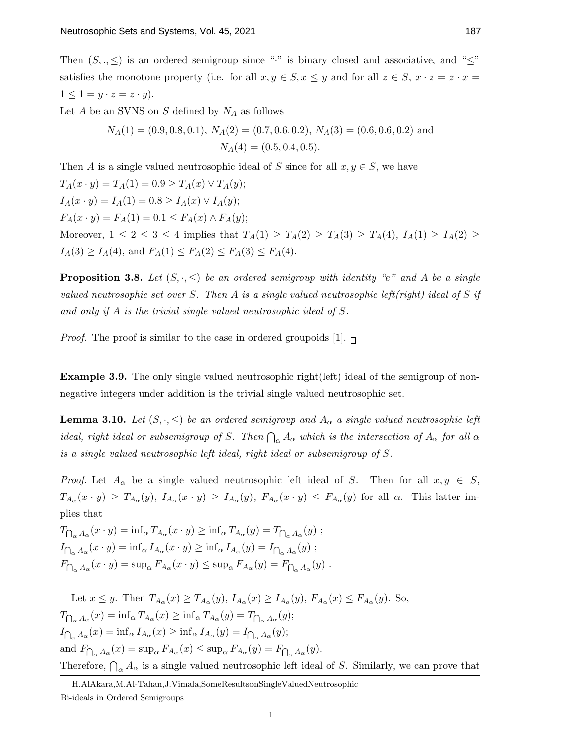Then $(S, ., \leq)$ is an ordered semigroup since "$\cdot$" is binary closed and associative, and "$\leq$" satisfies the monotone property (i.e. for all $x, y \in S, x \leq y$ and for all $z \in S$, $x \cdot z = z \cdot x = 1 \leq 1 = y \cdot z = z \cdot y$).

Let $A$ be an SVNS on $S$ defined by $N_A$ as follows

$$N_A(1) = (0.9, 0.8, 0.1),\ N_A(2) = (0.7, 0.6, 0.2),\ N_A(3) = (0.6, 0.6, 0.2) \text{ and}$$
$$N_A(4) = (0.5, 0.4, 0.5).$$

Then $A$ is a single valued neutrosophic ideal of $S$ since for all $x, y \in S$, we have

$T_A(x \cdot y) = T_A(1) = 0.9 \geq T_A(x) \vee T_A(y)$;

$I_A(x \cdot y) = I_A(1) = 0.8 \geq I_A(x) \vee I_A(y)$;

$F_A(x \cdot y) = F_A(1) = 0.1 \leq F_A(x) \wedge F_A(y)$;

Moreover, $1 \leq 2 \leq 3 \leq 4$ implies that $T_A(1) \geq T_A(2) \geq T_A(3) \geq T_A(4)$, $I_A(1) \geq I_A(2) \geq I_A(3) \geq I_A(4)$, and $F_A(1) \leq F_A(2) \leq F_A(3) \leq F_A(4)$.

**Proposition 3.8.** *Let $(S, \cdot, \leq)$ be an ordered semigroup with identity "e" and $A$ be a single valued neutrosophic set over $S$. Then $A$ is a single valued neutrosophic left(right) ideal of $S$ if and only if $A$ is the trivial single valued neutrosophic ideal of $S$.*

*Proof.* The proof is similar to the case in ordered groupoids [1]. $\square$

**Example 3.9.** The only single valued neutrosophic right(left) ideal of the semigroup of non-negative integers under addition is the trivial single valued neutrosophic set.

**Lemma 3.10.** *Let $(S, \cdot, \leq)$ be an ordered semigroup and $A_\alpha$ a single valued neutrosophic left ideal, right ideal or subsemigroup of $S$. Then $\bigcap_\alpha A_\alpha$ which is the intersection of $A_\alpha$ for all $\alpha$ is a single valued neutrosophic left ideal, right ideal or subsemigroup of $S$.*

*Proof.* Let $A_\alpha$ be a single valued neutrosophic left ideal of $S$. Then for all $x, y \in S$, $T_{A_\alpha}(x \cdot y) \geq T_{A_\alpha}(y)$, $I_{A_\alpha}(x \cdot y) \geq I_{A_\alpha}(y)$, $F_{A_\alpha}(x \cdot y) \leq F_{A_\alpha}(y)$ for all $\alpha$. This latter implies that

$T_{\bigcap_\alpha A_\alpha}(x \cdot y) = \inf_\alpha T_{A_\alpha}(x \cdot y) \geq \inf_\alpha T_{A_\alpha}(y) = T_{\bigcap_\alpha A_\alpha}(y)$ ;

$I_{\bigcap_\alpha A_\alpha}(x \cdot y) = \inf_\alpha I_{A_\alpha}(x \cdot y) \geq \inf_\alpha I_{A_\alpha}(y) = I_{\bigcap_\alpha A_\alpha}(y)$ ;

$F_{\bigcap_\alpha A_\alpha}(x \cdot y) = \sup_\alpha F_{A_\alpha}(x \cdot y) \leq \sup_\alpha F_{A_\alpha}(y) = F_{\bigcap_\alpha A_\alpha}(y)$ .

Let $x \leq y$. Then $T_{A_\alpha}(x) \geq T_{A_\alpha}(y)$, $I_{A_\alpha}(x) \geq I_{A_\alpha}(y)$, $F_{A_\alpha}(x) \leq F_{A_\alpha}(y)$. So,

$T_{\bigcap_\alpha A_\alpha}(x) = \inf_\alpha T_{A_\alpha}(x) \geq \inf_\alpha T_{A_\alpha}(y) = T_{\bigcap_\alpha A_\alpha}(y)$;

$I_{\bigcap_\alpha A_\alpha}(x) = \inf_\alpha I_{A_\alpha}(x) \geq \inf_\alpha I_{A_\alpha}(y) = I_{\bigcap_\alpha A_\alpha}(y)$;

and $F_{\bigcap_\alpha A_\alpha}(x) = \sup_\alpha F_{A_\alpha}(x) \leq \sup_\alpha F_{A_\alpha}(y) = F_{\bigcap_\alpha A_\alpha}(y)$.

Therefore, $\bigcap_\alpha A_\alpha$ is a single valued neutrosophic left ideal of $S$. Similarly, we can prove that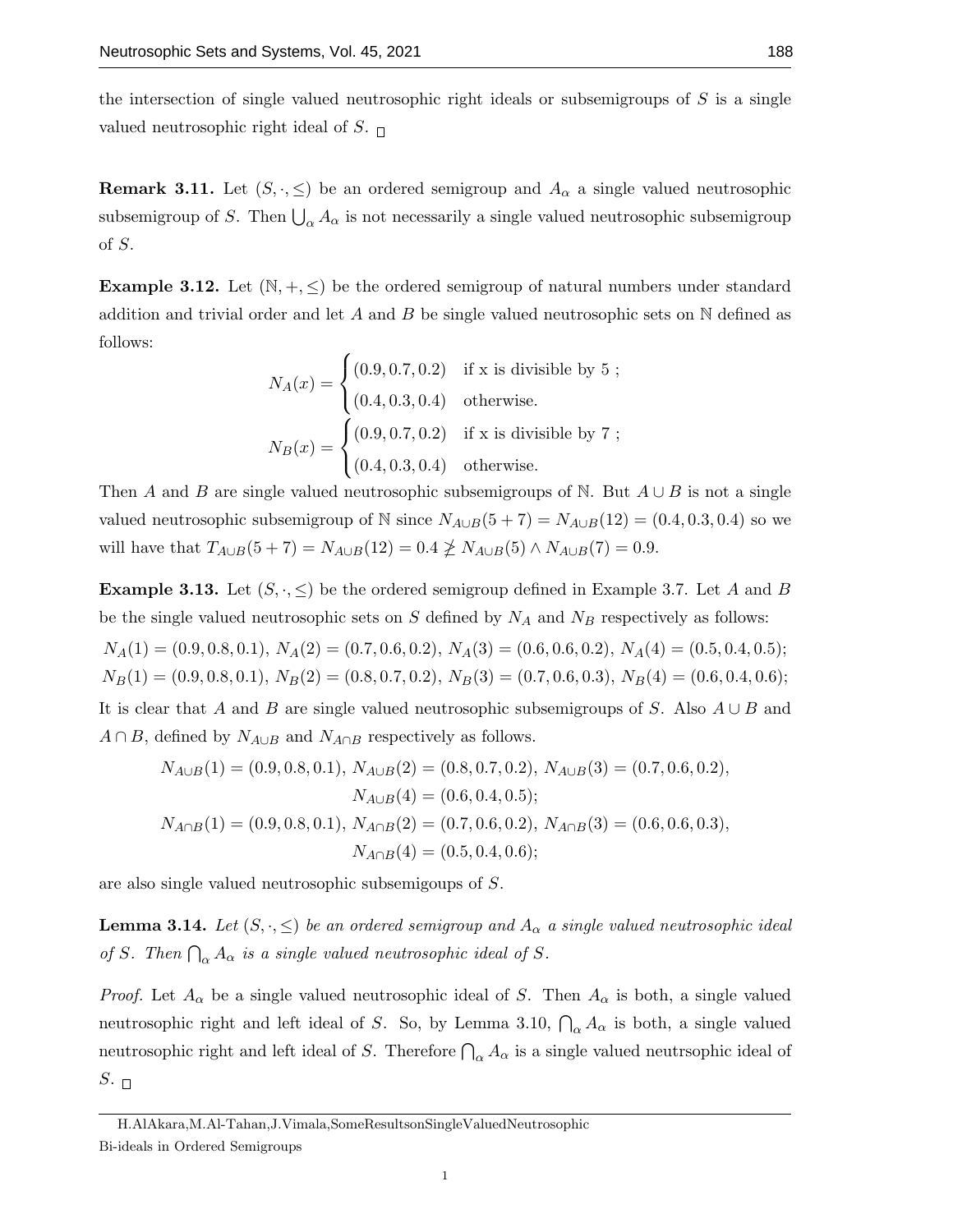the intersection of single valued neutrosophic right ideals or subsemigroups of $S$ is a single valued neutrosophic right ideal of $S$. $\square$

**Remark 3.11.** Let $(S, \cdot, \leq)$ be an ordered semigroup and $A_\alpha$ a single valued neutrosophic subsemigroup of $S$. Then $\bigcup_\alpha A_\alpha$ is not necessarily a single valued neutrosophic subsemigroup of $S$.

**Example 3.12.** Let $(\mathbb{N}, +, \leq)$ be the ordered semigroup of natural numbers under standard addition and trivial order and let $A$ and $B$ be single valued neutrosophic sets on $\mathbb{N}$ defined as follows:

$$N_A(x) = \begin{cases} (0.9, 0.7, 0.2) & \text{if x is divisible by 5 ;} \\ (0.4, 0.3, 0.4) & \text{otherwise.} \end{cases}$$

$$N_B(x) = \begin{cases} (0.9, 0.7, 0.2) & \text{if x is divisible by 7 ;} \\ (0.4, 0.3, 0.4) & \text{otherwise.} \end{cases}$$

Then $A$ and $B$ are single valued neutrosophic subsemigroups of $\mathbb{N}$. But $A \cup B$ is not a single valued neutrosophic subsemigroup of $\mathbb{N}$ since $N_{A\cup B}(5+7) = N_{A\cup B}(12) = (0.4, 0.3, 0.4)$ so we will have that $T_{A\cup B}(5+7) = N_{A\cup B}(12) = 0.4 \ngeq N_{A\cup B}(5) \wedge N_{A\cup B}(7) = 0.9$.

**Example 3.13.** Let $(S, \cdot, \leq)$ be the ordered semigroup defined in Example 3.7. Let $A$ and $B$ be the single valued neutrosophic sets on $S$ defined by $N_A$ and $N_B$ respectively as follows:

$N_A(1) = (0.9, 0.8, 0.1)$, $N_A(2) = (0.7, 0.6, 0.2)$, $N_A(3) = (0.6, 0.6, 0.2)$, $N_A(4) = (0.5, 0.4, 0.5)$;
$N_B(1) = (0.9, 0.8, 0.1)$, $N_B(2) = (0.8, 0.7, 0.2)$, $N_B(3) = (0.7, 0.6, 0.3)$, $N_B(4) = (0.6, 0.4, 0.6)$;

It is clear that $A$ and $B$ are single valued neutrosophic subsemigroups of $S$. Also $A \cup B$ and $A \cap B$, defined by $N_{A\cup B}$ and $N_{A\cap B}$ respectively as follows.

$$N_{A\cup B}(1) = (0.9, 0.8, 0.1),\ N_{A\cup B}(2) = (0.8, 0.7, 0.2),\ N_{A\cup B}(3) = (0.7, 0.6, 0.2),$$
$$N_{A\cup B}(4) = (0.6, 0.4, 0.5);$$
$$N_{A\cap B}(1) = (0.9, 0.8, 0.1),\ N_{A\cap B}(2) = (0.7, 0.6, 0.2),\ N_{A\cap B}(3) = (0.6, 0.6, 0.3),$$
$$N_{A\cap B}(4) = (0.5, 0.4, 0.6);$$

are also single valued neutrosophic subsemigoups of $S$.

**Lemma 3.14.** *Let $(S, \cdot, \leq)$ be an ordered semigroup and $A_\alpha$ a single valued neutrosophic ideal of $S$. Then $\bigcap_\alpha A_\alpha$ is a single valued neutrosophic ideal of $S$.*

*Proof.* Let $A_\alpha$ be a single valued neutrosophic ideal of $S$. Then $A_\alpha$ is both, a single valued neutrosophic right and left ideal of $S$. So, by Lemma 3.10, $\bigcap_\alpha A_\alpha$ is both, a single valued neutrosophic right and left ideal of $S$. Therefore $\bigcap_\alpha A_\alpha$ is a single valued neutrsophic ideal of $S$. $\square$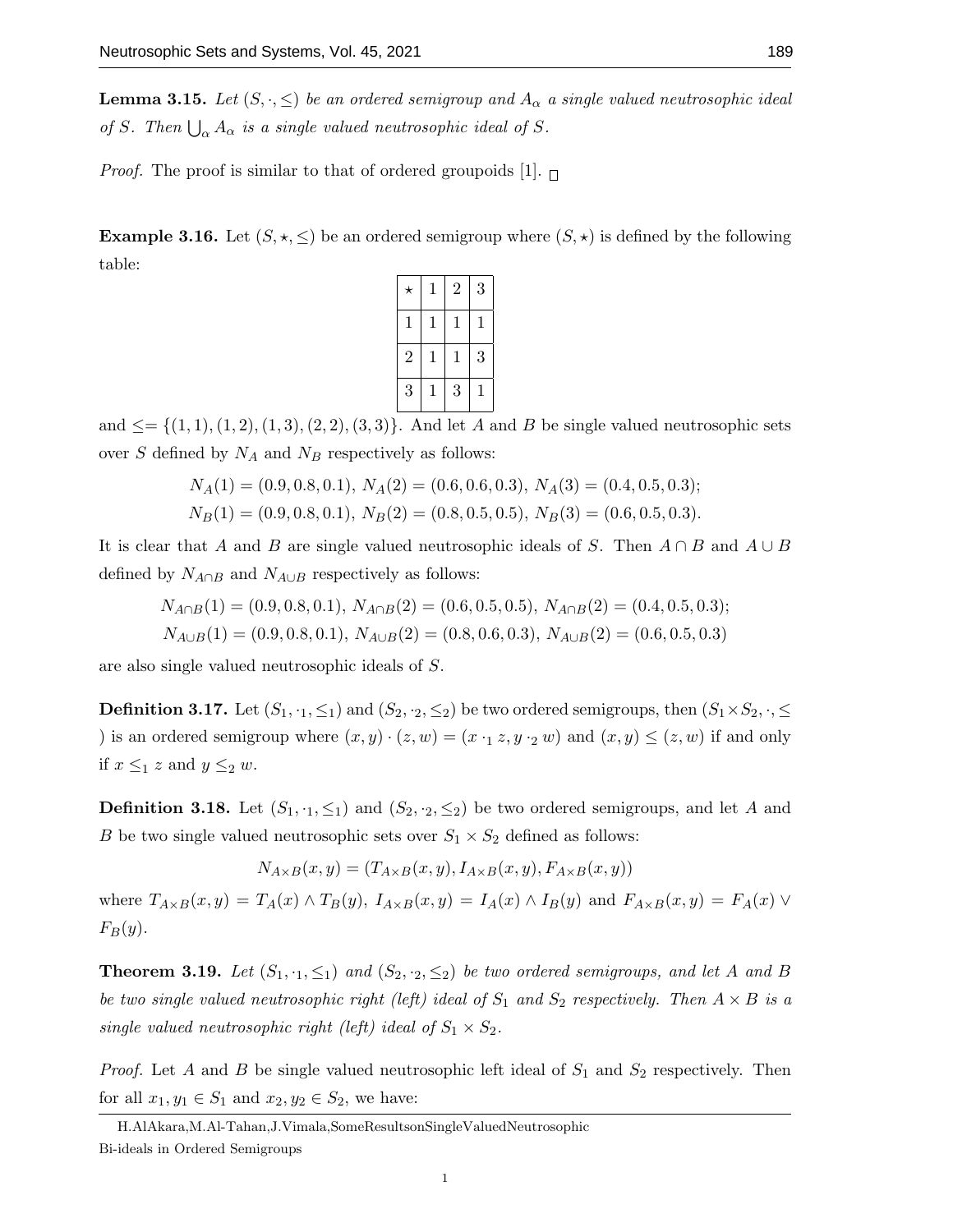**Lemma 3.15.** *Let $(S, \cdot, \leq)$ be an ordered semigroup and $A_\alpha$ a single valued neutrosophic ideal of $S$. Then $\bigcup_\alpha A_\alpha$ is a single valued neutrosophic ideal of $S$.*

*Proof.* The proof is similar to that of ordered groupoids [1]. □

**Example 3.16.** Let $(S, \star, \leq)$ be an ordered semigroup where $(S, \star)$ is defined by the following table:

| $\star$ | 1 | 2 | 3 |
|---|---|---|---|
| 1 | 1 | 1 | 1 |
| 2 | 1 | 1 | 3 |
| 3 | 1 | 3 | 1 |

and $\leq = \{(1,1), (1,2), (1,3), (2,2), (3,3)\}$. And let $A$ and $B$ be single valued neutrosophic sets over $S$ defined by $N_A$ and $N_B$ respectively as follows:

$$N_A(1) = (0.9, 0.8, 0.1),\ N_A(2) = (0.6, 0.6, 0.3),\ N_A(3) = (0.4, 0.5, 0.3);$$
$$N_B(1) = (0.9, 0.8, 0.1),\ N_B(2) = (0.8, 0.5, 0.5),\ N_B(3) = (0.6, 0.5, 0.3).$$

It is clear that $A$ and $B$ are single valued neutrosophic ideals of $S$. Then $A \cap B$ and $A \cup B$ defined by $N_{A\cap B}$ and $N_{A\cup B}$ respectively as follows:

$$N_{A\cap B}(1) = (0.9, 0.8, 0.1),\ N_{A\cap B}(2) = (0.6, 0.5, 0.5),\ N_{A\cap B}(2) = (0.4, 0.5, 0.3);$$
$$N_{A\cup B}(1) = (0.9, 0.8, 0.1),\ N_{A\cup B}(2) = (0.8, 0.6, 0.3),\ N_{A\cup B}(2) = (0.6, 0.5, 0.3)$$

are also single valued neutrosophic ideals of $S$.

**Definition 3.17.** Let $(S_1, \cdot_1, \leq_1)$ and $(S_2, \cdot_2, \leq_2)$ be two ordered semigroups, then $(S_1 \times S_2, \cdot, \leq)$ is an ordered semigroup where $(x, y) \cdot (z, w) = (x \cdot_1 z, y \cdot_2 w)$ and $(x, y) \leq (z, w)$ if and only if $x \leq_1 z$ and $y \leq_2 w$.

**Definition 3.18.** Let $(S_1, \cdot_1, \leq_1)$ and $(S_2, \cdot_2, \leq_2)$ be two ordered semigroups, and let $A$ and $B$ be two single valued neutrosophic sets over $S_1 \times S_2$ defined as follows:

$$N_{A\times B}(x, y) = (T_{A\times B}(x, y), I_{A\times B}(x, y), F_{A\times B}(x, y))$$

where $T_{A\times B}(x, y) = T_A(x) \wedge T_B(y)$, $I_{A\times B}(x, y) = I_A(x) \wedge I_B(y)$ and $F_{A\times B}(x, y) = F_A(x) \vee F_B(y)$.

**Theorem 3.19.** *Let $(S_1, \cdot_1, \leq_1)$ and $(S_2, \cdot_2, \leq_2)$ be two ordered semigroups, and let $A$ and $B$ be two single valued neutrosophic right (left) ideal of $S_1$ and $S_2$ respectively. Then $A \times B$ is a single valued neutrosophic right (left) ideal of $S_1 \times S_2$.*

*Proof.* Let $A$ and $B$ be single valued neutrosophic left ideal of $S_1$ and $S_2$ respectively. Then for all $x_1, y_1 \in S_1$ and $x_2, y_2 \in S_2$, we have: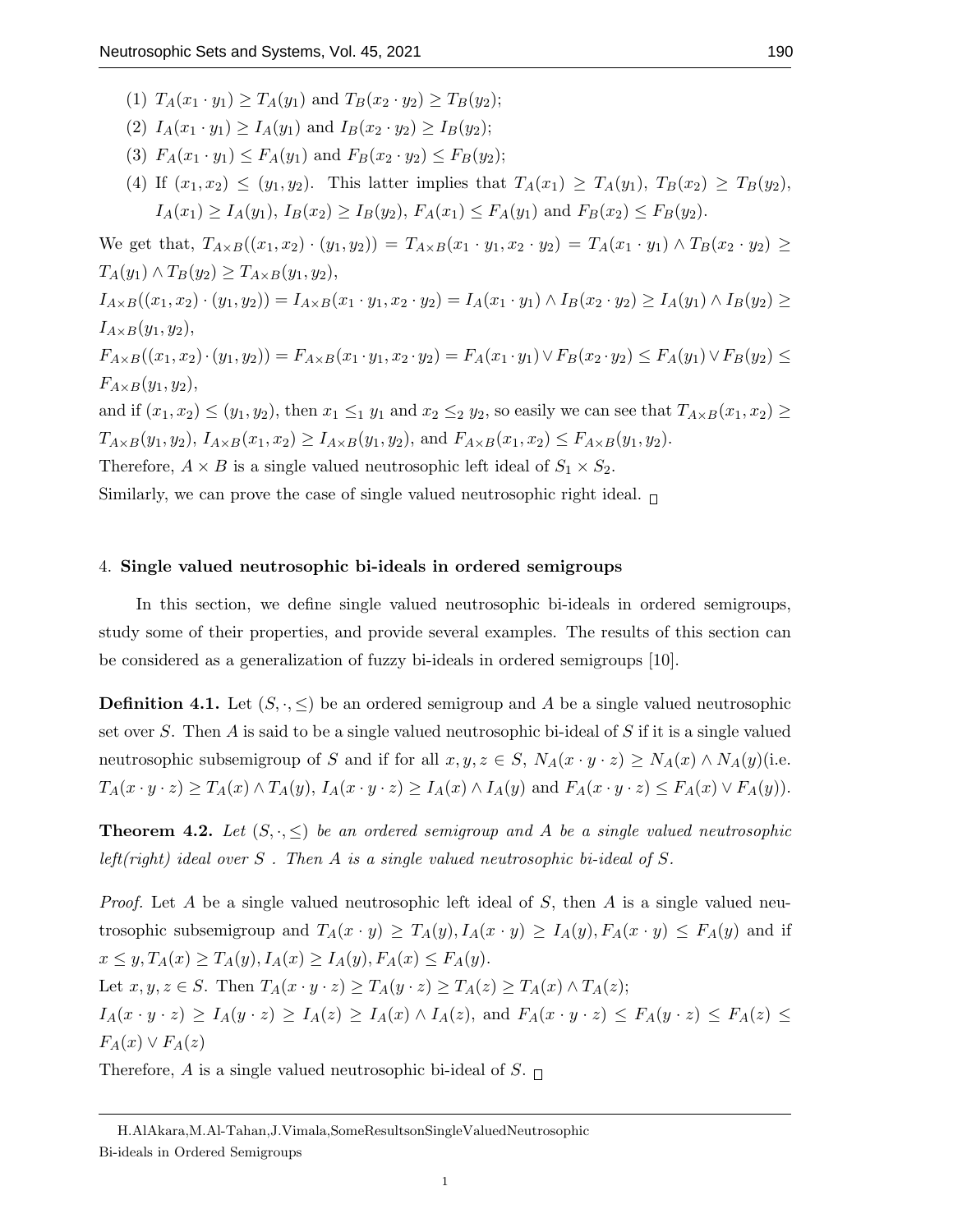(1) $T_A(x_1 \cdot y_1) \geq T_A(y_1)$ and $T_B(x_2 \cdot y_2) \geq T_B(y_2)$;

(2) $I_A(x_1 \cdot y_1) \geq I_A(y_1)$ and $I_B(x_2 \cdot y_2) \geq I_B(y_2)$;

(3) $F_A(x_1 \cdot y_1) \leq F_A(y_1)$ and $F_B(x_2 \cdot y_2) \leq F_B(y_2)$;

(4) If $(x_1, x_2) \leq (y_1, y_2)$. This latter implies that $T_A(x_1) \geq T_A(y_1)$, $T_B(x_2) \geq T_B(y_2)$, $I_A(x_1) \geq I_A(y_1)$, $I_B(x_2) \geq I_B(y_2)$, $F_A(x_1) \leq F_A(y_1)$ and $F_B(x_2) \leq F_B(y_2)$.

We get that, $T_{A\times B}((x_1, x_2) \cdot (y_1, y_2)) = T_{A\times B}(x_1 \cdot y_1, x_2 \cdot y_2) = T_A(x_1 \cdot y_1) \wedge T_B(x_2 \cdot y_2) \geq T_A(y_1) \wedge T_B(y_2) \geq T_{A\times B}(y_1, y_2)$,

$I_{A\times B}((x_1, x_2) \cdot (y_1, y_2)) = I_{A\times B}(x_1 \cdot y_1, x_2 \cdot y_2) = I_A(x_1 \cdot y_1) \wedge I_B(x_2 \cdot y_2) \geq I_A(y_1) \wedge I_B(y_2) \geq I_{A\times B}(y_1, y_2)$,

$F_{A\times B}((x_1, x_2) \cdot (y_1, y_2)) = F_{A\times B}(x_1 \cdot y_1, x_2 \cdot y_2) = F_A(x_1 \cdot y_1) \vee F_B(x_2 \cdot y_2) \leq F_A(y_1) \vee F_B(y_2) \leq F_{A\times B}(y_1, y_2)$,

and if $(x_1, x_2) \leq (y_1, y_2)$, then $x_1 \leq_1 y_1$ and $x_2 \leq_2 y_2$, so easily we can see that $T_{A\times B}(x_1, x_2) \geq T_{A\times B}(y_1, y_2)$, $I_{A\times B}(x_1, x_2) \geq I_{A\times B}(y_1, y_2)$, and $F_{A\times B}(x_1, x_2) \leq F_{A\times B}(y_1, y_2)$.

Therefore, $A \times B$ is a single valued neutrosophic left ideal of $S_1 \times S_2$.

Similarly, we can prove the case of single valued neutrosophic right ideal. $\square$

## 4. Single valued neutrosophic bi-ideals in ordered semigroups

In this section, we define single valued neutrosophic bi-ideals in ordered semigroups, study some of their properties, and provide several examples. The results of this section can be considered as a generalization of fuzzy bi-ideals in ordered semigroups [10].

**Definition 4.1.** Let $(S, \cdot, \leq)$ be an ordered semigroup and $A$ be a single valued neutrosophic set over $S$. Then $A$ is said to be a single valued neutrosophic bi-ideal of $S$ if it is a single valued neutrosophic subsemigroup of $S$ and if for all $x, y, z \in S$, $N_A(x \cdot y \cdot z) \geq N_A(x) \wedge N_A(y)$(i.e. $T_A(x \cdot y \cdot z) \geq T_A(x) \wedge T_A(y)$, $I_A(x \cdot y \cdot z) \geq I_A(x) \wedge I_A(y)$ and $F_A(x \cdot y \cdot z) \leq F_A(x) \vee F_A(y)$).

**Theorem 4.2.** *Let $(S, \cdot, \leq)$ be an ordered semigroup and $A$ be a single valued neutrosophic left(right) ideal over $S$ . Then $A$ is a single valued neutrosophic bi-ideal of $S$.*

*Proof.* Let $A$ be a single valued neutrosophic left ideal of $S$, then $A$ is a single valued neutrosophic subsemigroup and $T_A(x \cdot y) \geq T_A(y), I_A(x \cdot y) \geq I_A(y), F_A(x \cdot y) \leq F_A(y)$ and if $x \leq y, T_A(x) \geq T_A(y), I_A(x) \geq I_A(y), F_A(x) \leq F_A(y)$.

Let $x, y, z \in S$. Then $T_A(x \cdot y \cdot z) \geq T_A(y \cdot z) \geq T_A(z) \geq T_A(x) \wedge T_A(z)$;

$I_A(x \cdot y \cdot z) \geq I_A(y \cdot z) \geq I_A(z) \geq I_A(x) \wedge I_A(z)$, and $F_A(x \cdot y \cdot z) \leq F_A(y \cdot z) \leq F_A(z) \leq F_A(x) \vee F_A(z)$

Therefore, $A$ is a single valued neutrosophic bi-ideal of $S$. $\square$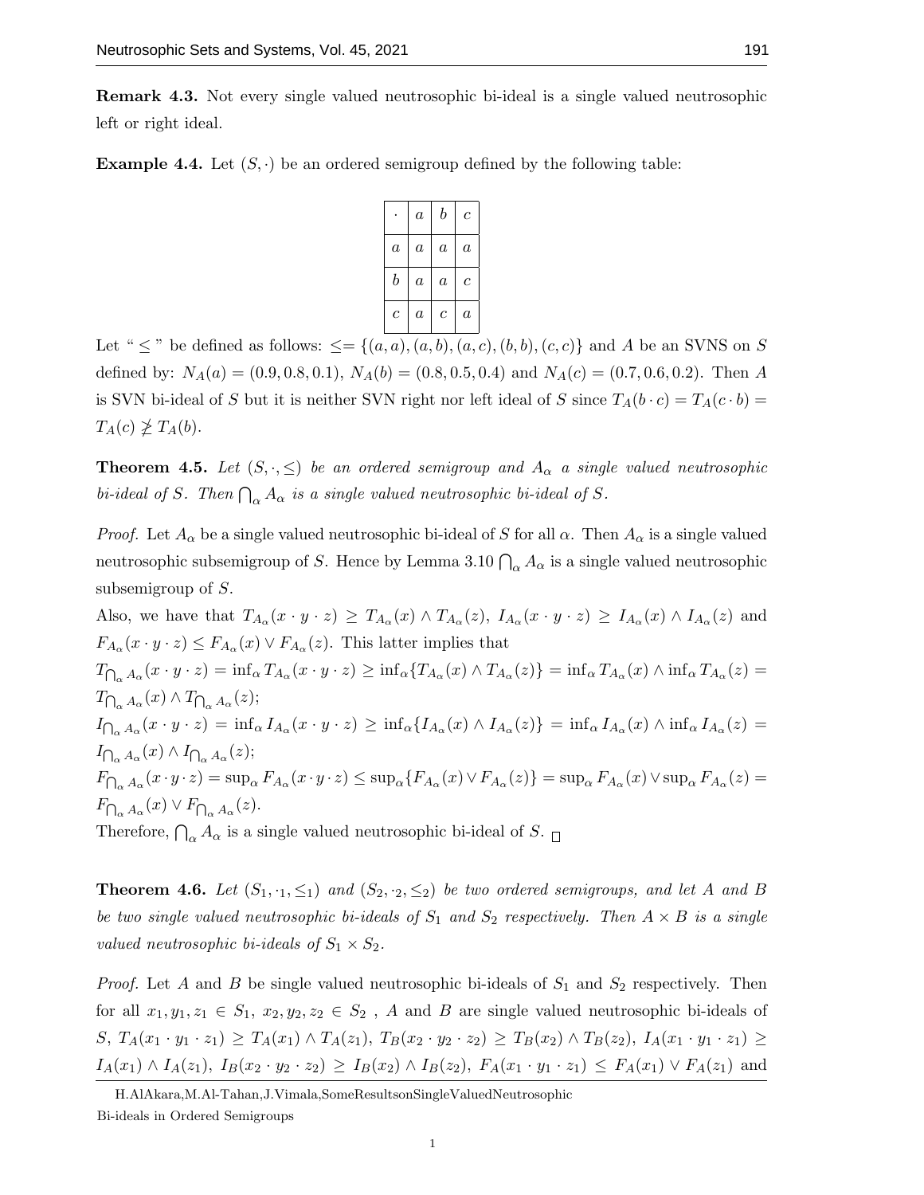**Remark 4.3.** Not every single valued neutrosophic bi-ideal is a single valued neutrosophic left or right ideal.

**Example 4.4.** Let $(S, \cdot)$ be an ordered semigroup defined by the following table:

| $\cdot$ | $a$ | $b$ | $c$ |
|---|---|---|---|
| $a$ | $a$ | $a$ | $a$ |
| $b$ | $a$ | $a$ | $c$ |
| $c$ | $a$ | $c$ | $a$ |

Let " $\leq$ " be defined as follows: $\leq = \{(a, a), (a, b), (a, c), (b, b), (c, c)\}$ and $A$ be an SVNS on $S$ defined by: $N_A(a) = (0.9, 0.8, 0.1)$, $N_A(b) = (0.8, 0.5, 0.4)$ and $N_A(c) = (0.7, 0.6, 0.2)$. Then $A$ is SVN bi-ideal of $S$ but it is neither SVN right nor left ideal of $S$ since $T_A(b \cdot c) = T_A(c \cdot b) = T_A(c) \not\geq T_A(b)$.

**Theorem 4.5.** *Let $(S, \cdot, \leq)$ be an ordered semigroup and $A_\alpha$ a single valued neutrosophic bi-ideal of $S$. Then $\bigcap_\alpha A_\alpha$ is a single valued neutrosophic bi-ideal of $S$.*

*Proof.* Let $A_\alpha$ be a single valued neutrosophic bi-ideal of $S$ for all $\alpha$. Then $A_\alpha$ is a single valued neutrosophic subsemigroup of $S$. Hence by Lemma 3.10 $\bigcap_\alpha A_\alpha$ is a single valued neutrosophic subsemigroup of $S$.

Also, we have that $T_{A_\alpha}(x \cdot y \cdot z) \geq T_{A_\alpha}(x) \wedge T_{A_\alpha}(z)$, $I_{A_\alpha}(x \cdot y \cdot z) \geq I_{A_\alpha}(x) \wedge I_{A_\alpha}(z)$ and $F_{A_\alpha}(x \cdot y \cdot z) \leq F_{A_\alpha}(x) \vee F_{A_\alpha}(z)$. This latter implies that

$T_{\bigcap_\alpha A_\alpha}(x \cdot y \cdot z) = \inf_\alpha T_{A_\alpha}(x \cdot y \cdot z) \geq \inf_\alpha \{T_{A_\alpha}(x) \wedge T_{A_\alpha}(z)\} = \inf_\alpha T_{A_\alpha}(x) \wedge \inf_\alpha T_{A_\alpha}(z) = T_{\bigcap_\alpha A_\alpha}(x) \wedge T_{\bigcap_\alpha A_\alpha}(z)$;

$I_{\bigcap_\alpha A_\alpha}(x \cdot y \cdot z) = \inf_\alpha I_{A_\alpha}(x \cdot y \cdot z) \geq \inf_\alpha \{I_{A_\alpha}(x) \wedge I_{A_\alpha}(z)\} = \inf_\alpha I_{A_\alpha}(x) \wedge \inf_\alpha I_{A_\alpha}(z) = I_{\bigcap_\alpha A_\alpha}(x) \wedge I_{\bigcap_\alpha A_\alpha}(z)$;

$F_{\bigcap_\alpha A_\alpha}(x \cdot y \cdot z) = \sup_\alpha F_{A_\alpha}(x \cdot y \cdot z) \leq \sup_\alpha \{F_{A_\alpha}(x) \vee F_{A_\alpha}(z)\} = \sup_\alpha F_{A_\alpha}(x) \vee \sup_\alpha F_{A_\alpha}(z) = F_{\bigcap_\alpha A_\alpha}(x) \vee F_{\bigcap_\alpha A_\alpha}(z)$.

Therefore, $\bigcap_\alpha A_\alpha$ is a single valued neutrosophic bi-ideal of $S$. $\square$

**Theorem 4.6.** *Let $(S_1, \cdot_1, \leq_1)$ and $(S_2, \cdot_2, \leq_2)$ be two ordered semigroups, and let $A$ and $B$ be two single valued neutrosophic bi-ideals of $S_1$ and $S_2$ respectively. Then $A \times B$ is a single valued neutrosophic bi-ideals of $S_1 \times S_2$.*

*Proof.* Let $A$ and $B$ be single valued neutrosophic bi-ideals of $S_1$ and $S_2$ respectively. Then for all $x_1, y_1, z_1 \in S_1$, $x_2, y_2, z_2 \in S_2$ , $A$ and $B$ are single valued neutrosophic bi-ideals of $S$, $T_A(x_1 \cdot y_1 \cdot z_1) \geq T_A(x_1) \wedge T_A(z_1)$, $T_B(x_2 \cdot y_2 \cdot z_2) \geq T_B(x_2) \wedge T_B(z_2)$, $I_A(x_1 \cdot y_1 \cdot z_1) \geq I_A(x_1) \wedge I_A(z_1)$, $I_B(x_2 \cdot y_2 \cdot z_2) \geq I_B(x_2) \wedge I_B(z_2)$, $F_A(x_1 \cdot y_1 \cdot z_1) \leq F_A(x_1) \vee F_A(z_1)$ and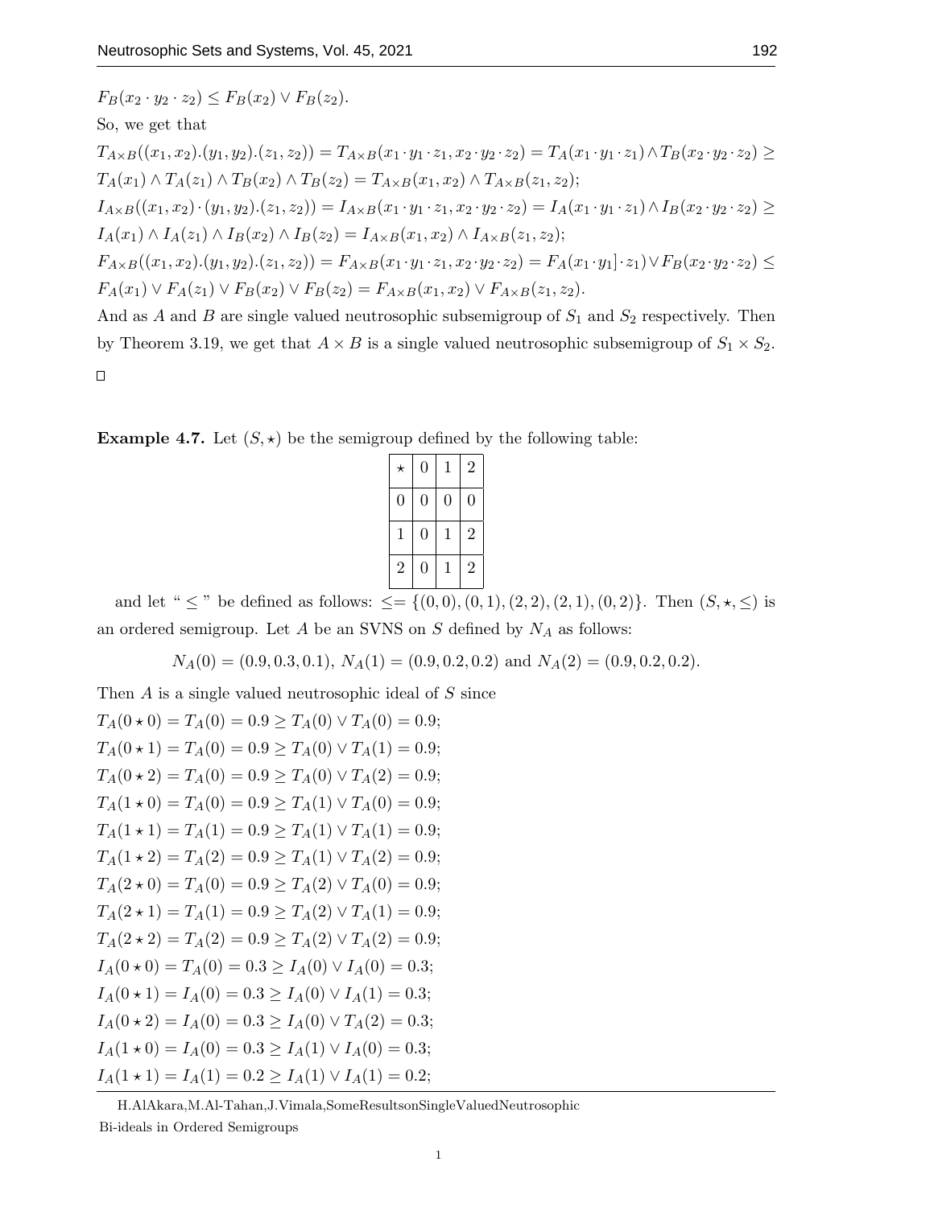$F_B(x_2 \cdot y_2 \cdot z_2) \leq F_B(x_2) \vee F_B(z_2)$.

So, we get that

$T_{A\times B}((x_1, x_2).(y_1, y_2).(z_1, z_2)) = T_{A\times B}(x_1 \cdot y_1 \cdot z_1, x_2 \cdot y_2 \cdot z_2) = T_A(x_1 \cdot y_1 \cdot z_1) \wedge T_B(x_2 \cdot y_2 \cdot z_2) \geq T_A(x_1) \wedge T_A(z_1) \wedge T_B(x_2) \wedge T_B(z_2) = T_{A\times B}(x_1, x_2) \wedge T_{A\times B}(z_1, z_2)$;

$I_{A\times B}((x_1, x_2) \cdot (y_1, y_2).(z_1, z_2)) = I_{A\times B}(x_1 \cdot y_1 \cdot z_1, x_2 \cdot y_2 \cdot z_2) = I_A(x_1 \cdot y_1 \cdot z_1) \wedge I_B(x_2 \cdot y_2 \cdot z_2) \geq I_A(x_1) \wedge I_A(z_1) \wedge I_B(x_2) \wedge I_B(z_2) = I_{A\times B}(x_1, x_2) \wedge I_{A\times B}(z_1, z_2)$;

$F_{A\times B}((x_1, x_2).(y_1, y_2).(z_1, z_2)) = F_{A\times B}(x_1 \cdot y_1 \cdot z_1, x_2 \cdot y_2 \cdot z_2) = F_A(x_1 \cdot y_1] \cdot z_1) \vee F_B(x_2 \cdot y_2 \cdot z_2) \leq F_A(x_1) \vee F_A(z_1) \vee F_B(x_2) \vee F_B(z_2) = F_{A\times B}(x_1, x_2) \vee F_{A\times B}(z_1, z_2)$.

And as $A$ and $B$ are single valued neutrosophic subsemigroup of $S_1$ and $S_2$ respectively. Then by Theorem 3.19, we get that $A \times B$ is a single valued neutrosophic subsemigroup of $S_1 \times S_2$.

□

**Example 4.7.** Let $(S, \star)$ be the semigroup defined by the following table:

| $\star$ | 0 | 1 | 2 |
|---|---|---|---|
| 0 | 0 | 0 | 0 |
| 1 | 0 | 1 | 2 |
| 2 | 0 | 1 | 2 |

and let " $\leq$ " be defined as follows: $\leq = \{(0,0), (0,1), (2,2), (2,1), (0,2)\}$. Then $(S, \star, \leq)$ is an ordered semigroup. Let $A$ be an SVNS on $S$ defined by $N_A$ as follows:

$$N_A(0) = (0.9, 0.3, 0.1),\ N_A(1) = (0.9, 0.2, 0.2) \text{ and } N_A(2) = (0.9, 0.2, 0.2).$$

Then $A$ is a single valued neutrosophic ideal of $S$ since

$T_A(0 \star 0) = T_A(0) = 0.9 \geq T_A(0) \vee T_A(0) = 0.9$;

$T_A(0 \star 1) = T_A(0) = 0.9 \geq T_A(0) \vee T_A(1) = 0.9$;

$T_A(0 \star 2) = T_A(0) = 0.9 \geq T_A(0) \vee T_A(2) = 0.9$;

$T_A(1 \star 0) = T_A(0) = 0.9 \geq T_A(1) \vee T_A(0) = 0.9$;

$T_A(1 \star 1) = T_A(1) = 0.9 \geq T_A(1) \vee T_A(1) = 0.9$;

$T_A(1 \star 2) = T_A(2) = 0.9 \geq T_A(1) \vee T_A(2) = 0.9$;

$T_A(2 \star 0) = T_A(0) = 0.9 \geq T_A(2) \vee T_A(0) = 0.9$;

$T_A(2 \star 1) = T_A(1) = 0.9 \geq T_A(2) \vee T_A(1) = 0.9$;

$T_A(2 \star 2) = T_A(2) = 0.9 \geq T_A(2) \vee T_A(2) = 0.9$;

$I_A(0 \star 0) = T_A(0) = 0.3 \geq I_A(0) \vee I_A(0) = 0.3$;

$I_A(0 \star 1) = I_A(0) = 0.3 \geq I_A(0) \vee I_A(1) = 0.3$;

$I_A(0 \star 2) = I_A(0) = 0.3 \geq I_A(0) \vee T_A(2) = 0.3$;

$I_A(1 \star 0) = I_A(0) = 0.3 \geq I_A(1) \vee I_A(0) = 0.3$;

$I_A(1 \star 1) = I_A(1) = 0.2 \geq I_A(1) \vee I_A(1) = 0.2$;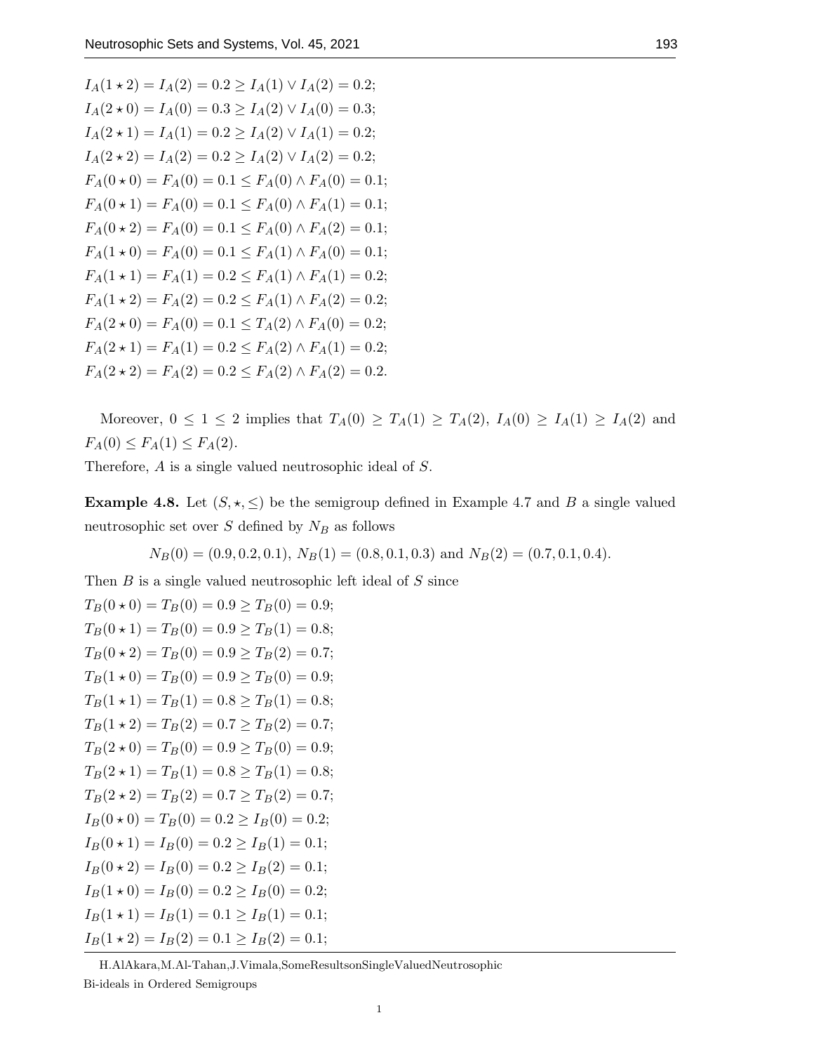$I_A(1 \star 2) = I_A(2) = 0.2 \geq I_A(1) \vee I_A(2) = 0.2;$
$I_A(2 \star 0) = I_A(0) = 0.3 \geq I_A(2) \vee I_A(0) = 0.3;$
$I_A(2 \star 1) = I_A(1) = 0.2 \geq I_A(2) \vee I_A(1) = 0.2;$
$I_A(2 \star 2) = I_A(2) = 0.2 \geq I_A(2) \vee I_A(2) = 0.2;$
$F_A(0 \star 0) = F_A(0) = 0.1 \leq F_A(0) \wedge F_A(0) = 0.1;$
$F_A(0 \star 1) = F_A(0) = 0.1 \leq F_A(0) \wedge F_A(1) = 0.1;$
$F_A(0 \star 2) = F_A(0) = 0.1 \leq F_A(0) \wedge F_A(2) = 0.1;$
$F_A(1 \star 0) = F_A(0) = 0.1 \leq F_A(1) \wedge F_A(0) = 0.1;$
$F_A(1 \star 1) = F_A(1) = 0.2 \leq F_A(1) \wedge F_A(1) = 0.2;$
$F_A(1 \star 2) = F_A(2) = 0.2 \leq F_A(1) \wedge F_A(2) = 0.2;$
$F_A(2 \star 0) = F_A(0) = 0.1 \leq T_A(2) \wedge F_A(0) = 0.2;$
$F_A(2 \star 1) = F_A(1) = 0.2 \leq F_A(2) \wedge F_A(1) = 0.2;$
$F_A(2 \star 2) = F_A(2) = 0.2 \leq F_A(2) \wedge F_A(2) = 0.2.$

Moreover, $0 \leq 1 \leq 2$ implies that $T_A(0) \geq T_A(1) \geq T_A(2)$, $I_A(0) \geq I_A(1) \geq I_A(2)$ and $F_A(0) \leq F_A(1) \leq F_A(2)$.
Therefore, $A$ is a single valued neutrosophic ideal of $S$.

**Example 4.8.** Let $(S, \star, \leq)$ be the semigroup defined in Example 4.7 and $B$ a single valued neutrosophic set over $S$ defined by $N_B$ as follows

$$N_B(0) = (0.9, 0.2, 0.1),\ N_B(1) = (0.8, 0.1, 0.3) \text{ and } N_B(2) = (0.7, 0.1, 0.4).$$

Then $B$ is a single valued neutrosophic left ideal of $S$ since
$T_B(0 \star 0) = T_B(0) = 0.9 \geq T_B(0) = 0.9;$
$T_B(0 \star 1) = T_B(0) = 0.9 \geq T_B(1) = 0.8;$
$T_B(0 \star 2) = T_B(0) = 0.9 \geq T_B(2) = 0.7;$
$T_B(1 \star 0) = T_B(0) = 0.9 \geq T_B(0) = 0.9;$
$T_B(1 \star 1) = T_B(1) = 0.8 \geq T_B(1) = 0.8;$
$T_B(1 \star 2) = T_B(2) = 0.7 \geq T_B(2) = 0.7;$
$T_B(2 \star 0) = T_B(0) = 0.9 \geq T_B(0) = 0.9;$
$T_B(2 \star 1) = T_B(1) = 0.8 \geq T_B(1) = 0.8;$
$T_B(2 \star 2) = T_B(2) = 0.7 \geq T_B(2) = 0.7;$
$I_B(0 \star 0) = T_B(0) = 0.2 \geq I_B(0) = 0.2;$
$I_B(0 \star 1) = I_B(0) = 0.2 \geq I_B(1) = 0.1;$
$I_B(0 \star 2) = I_B(0) = 0.2 \geq I_B(2) = 0.1;$
$I_B(1 \star 0) = I_B(0) = 0.2 \geq I_B(0) = 0.2;$
$I_B(1 \star 1) = I_B(1) = 0.1 \geq I_B(1) = 0.1;$
$I_B(1 \star 2) = I_B(2) = 0.1 \geq I_B(2) = 0.1;$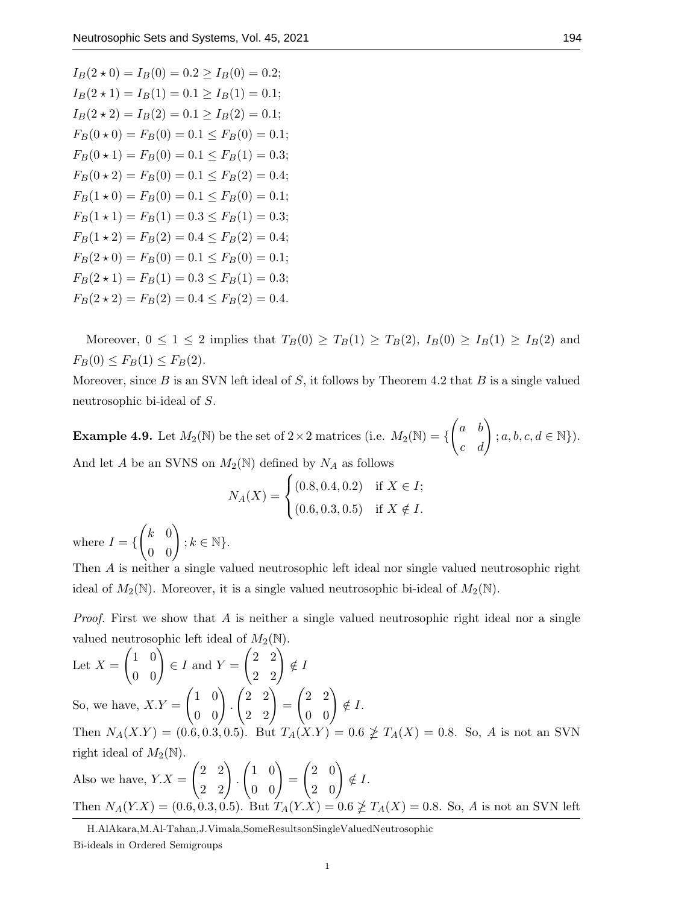$I_B(2 \star 0) = I_B(0) = 0.2 \geq I_B(0) = 0.2;$
$I_B(2 \star 1) = I_B(1) = 0.1 \geq I_B(1) = 0.1;$
$I_B(2 \star 2) = I_B(2) = 0.1 \geq I_B(2) = 0.1;$
$F_B(0 \star 0) = F_B(0) = 0.1 \leq F_B(0) = 0.1;$
$F_B(0 \star 1) = F_B(0) = 0.1 \leq F_B(1) = 0.3;$
$F_B(0 \star 2) = F_B(0) = 0.1 \leq F_B(2) = 0.4;$
$F_B(1 \star 0) = F_B(0) = 0.1 \leq F_B(0) = 0.1;$
$F_B(1 \star 1) = F_B(1) = 0.3 \leq F_B(1) = 0.3;$
$F_B(1 \star 2) = F_B(2) = 0.4 \leq F_B(2) = 0.4;$
$F_B(2 \star 0) = F_B(0) = 0.1 \leq F_B(0) = 0.1;$
$F_B(2 \star 1) = F_B(1) = 0.3 \leq F_B(1) = 0.3;$
$F_B(2 \star 2) = F_B(2) = 0.4 \leq F_B(2) = 0.4.$

Moreover, $0 \leq 1 \leq 2$ implies that $T_B(0) \geq T_B(1) \geq T_B(2)$, $I_B(0) \geq I_B(1) \geq I_B(2)$ and $F_B(0) \leq F_B(1) \leq F_B(2)$.

Moreover, since $B$ is an SVN left ideal of $S$, it follows by Theorem 4.2 that $B$ is a single valued neutrosophic bi-ideal of $S$.

**Example 4.9.** Let $M_2(\mathbb{N})$ be the set of $2 \times 2$ matrices (i.e. $M_2(\mathbb{N}) = \{\begin{pmatrix} a & b \\ c & d \end{pmatrix}; a, b, c, d \in \mathbb{N}\}$). And let $A$ be an SVNS on $M_2(\mathbb{N})$ defined by $N_A$ as follows

$$N_A(X) = \begin{cases} (0.8, 0.4, 0.2) & \text{if } X \in I; \\ (0.6, 0.3, 0.5) & \text{if } X \notin I. \end{cases}$$

where $I = \{\begin{pmatrix} k & 0 \\ 0 & 0 \end{pmatrix}; k \in \mathbb{N}\}$.

Then $A$ is neither a single valued neutrosophic left ideal nor single valued neutrosophic right ideal of $M_2(\mathbb{N})$. Moreover, it is a single valued neutrosophic bi-ideal of $M_2(\mathbb{N})$.

*Proof.* First we show that $A$ is neither a single valued neutrosophic right ideal nor a single valued neutrosophic left ideal of $M_2(\mathbb{N})$.

Let $X = \begin{pmatrix} 1 & 0 \\ 0 & 0 \end{pmatrix} \in I$ and $Y = \begin{pmatrix} 2 & 2 \\ 2 & 2 \end{pmatrix} \notin I$

So, we have, $X.Y = \begin{pmatrix} 1 & 0 \\ 0 & 0 \end{pmatrix} . \begin{pmatrix} 2 & 2 \\ 2 & 2 \end{pmatrix} = \begin{pmatrix} 2 & 2 \\ 0 & 0 \end{pmatrix} \notin I$.

Then $N_A(X.Y) = (0.6, 0.3, 0.5)$. But $T_A(X.Y) = 0.6 \ngeq T_A(X) = 0.8$. So, $A$ is not an SVN right ideal of $M_2(\mathbb{N})$.

Also we have, $Y.X = \begin{pmatrix} 2 & 2 \\ 2 & 2 \end{pmatrix} . \begin{pmatrix} 1 & 0 \\ 0 & 0 \end{pmatrix} = \begin{pmatrix} 2 & 0 \\ 2 & 0 \end{pmatrix} \notin I$.

Then $N_A(Y.X) = (0.6, 0.3, 0.5)$. But $T_A(Y.X) = 0.6 \ngeq T_A(X) = 0.8$. So, $A$ is not an SVN left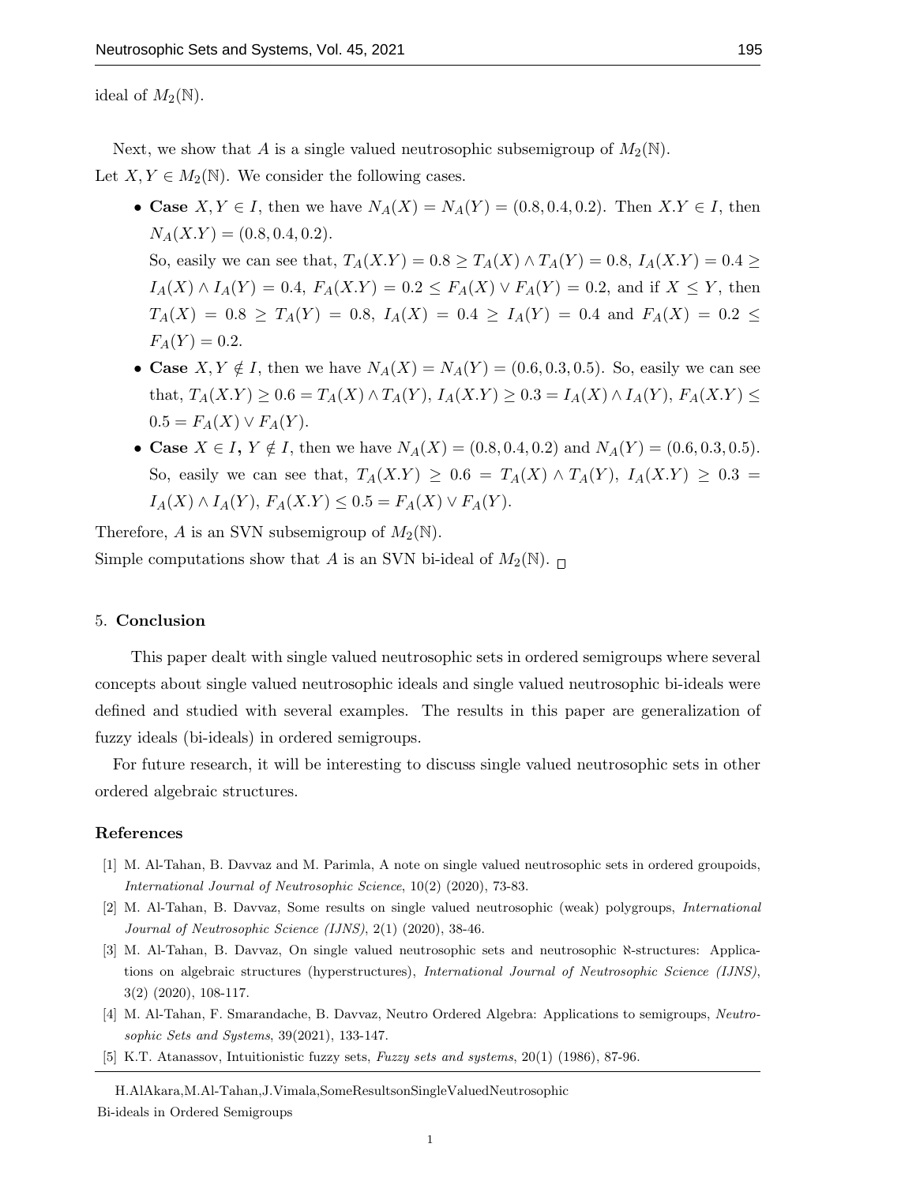ideal of $M_2(\mathbb{N})$.

Next, we show that $A$ is a single valued neutrosophic subsemigroup of $M_2(\mathbb{N})$.
Let $X, Y \in M_2(\mathbb{N})$. We consider the following cases.

- **Case** $X, Y \in I$, then we have $N_A(X) = N_A(Y) = (0.8, 0.4, 0.2)$. Then $X.Y \in I$, then $N_A(X.Y) = (0.8, 0.4, 0.2)$.
  So, easily we can see that, $T_A(X.Y) = 0.8 \geq T_A(X) \wedge T_A(Y) = 0.8$, $I_A(X.Y) = 0.4 \geq I_A(X) \wedge I_A(Y) = 0.4$, $F_A(X.Y) = 0.2 \leq F_A(X) \vee F_A(Y) = 0.2$, and if $X \leq Y$, then $T_A(X) = 0.8 \geq T_A(Y) = 0.8$, $I_A(X) = 0.4 \geq I_A(Y) = 0.4$ and $F_A(X) = 0.2 \leq F_A(Y) = 0.2$.
- **Case** $X, Y \notin I$, then we have $N_A(X) = N_A(Y) = (0.6, 0.3, 0.5)$. So, easily we can see that, $T_A(X.Y) \geq 0.6 = T_A(X) \wedge T_A(Y)$, $I_A(X.Y) \geq 0.3 = I_A(X) \wedge I_A(Y)$, $F_A(X.Y) \leq 0.5 = F_A(X) \vee F_A(Y)$.
- **Case** $X \in I$, $Y \notin I$, then we have $N_A(X) = (0.8, 0.4, 0.2)$ and $N_A(Y) = (0.6, 0.3, 0.5)$. So, easily we can see that, $T_A(X.Y) \geq 0.6 = T_A(X) \wedge T_A(Y)$, $I_A(X.Y) \geq 0.3 = I_A(X) \wedge I_A(Y)$, $F_A(X.Y) \leq 0.5 = F_A(X) \vee F_A(Y)$.

Therefore, $A$ is an SVN subsemigroup of $M_2(\mathbb{N})$.
Simple computations show that $A$ is an SVN bi-ideal of $M_2(\mathbb{N})$. □

## 5. Conclusion

This paper dealt with single valued neutrosophic sets in ordered semigroups where several concepts about single valued neutrosophic ideals and single valued neutrosophic bi-ideals were defined and studied with several examples. The results in this paper are generalization of fuzzy ideals (bi-ideals) in ordered semigroups.

For future research, it will be interesting to discuss single valued neutrosophic sets in other ordered algebraic structures.

## References

[1] M. Al-Tahan, B. Davvaz and M. Parimla, A note on single valued neutrosophic sets in ordered groupoids, *International Journal of Neutrosophic Science*, 10(2) (2020), 73-83.

[2] M. Al-Tahan, B. Davvaz, Some results on single valued neutrosophic (weak) polygroups, *International Journal of Neutrosophic Science (IJNS)*, 2(1) (2020), 38-46.

[3] M. Al-Tahan, B. Davvaz, On single valued neutrosophic sets and neutrosophic $\aleph$-structures: Applications on algebraic structures (hyperstructures), *International Journal of Neutrosophic Science (IJNS)*, 3(2) (2020), 108-117.

[4] M. Al-Tahan, F. Smarandache, B. Davvaz, Neutro Ordered Algebra: Applications to semigroups, *Neutrosophic Sets and Systems*, 39(2021), 133-147.

[5] K.T. Atanassov, Intuitionistic fuzzy sets, *Fuzzy sets and systems*, 20(1) (1986), 87-96.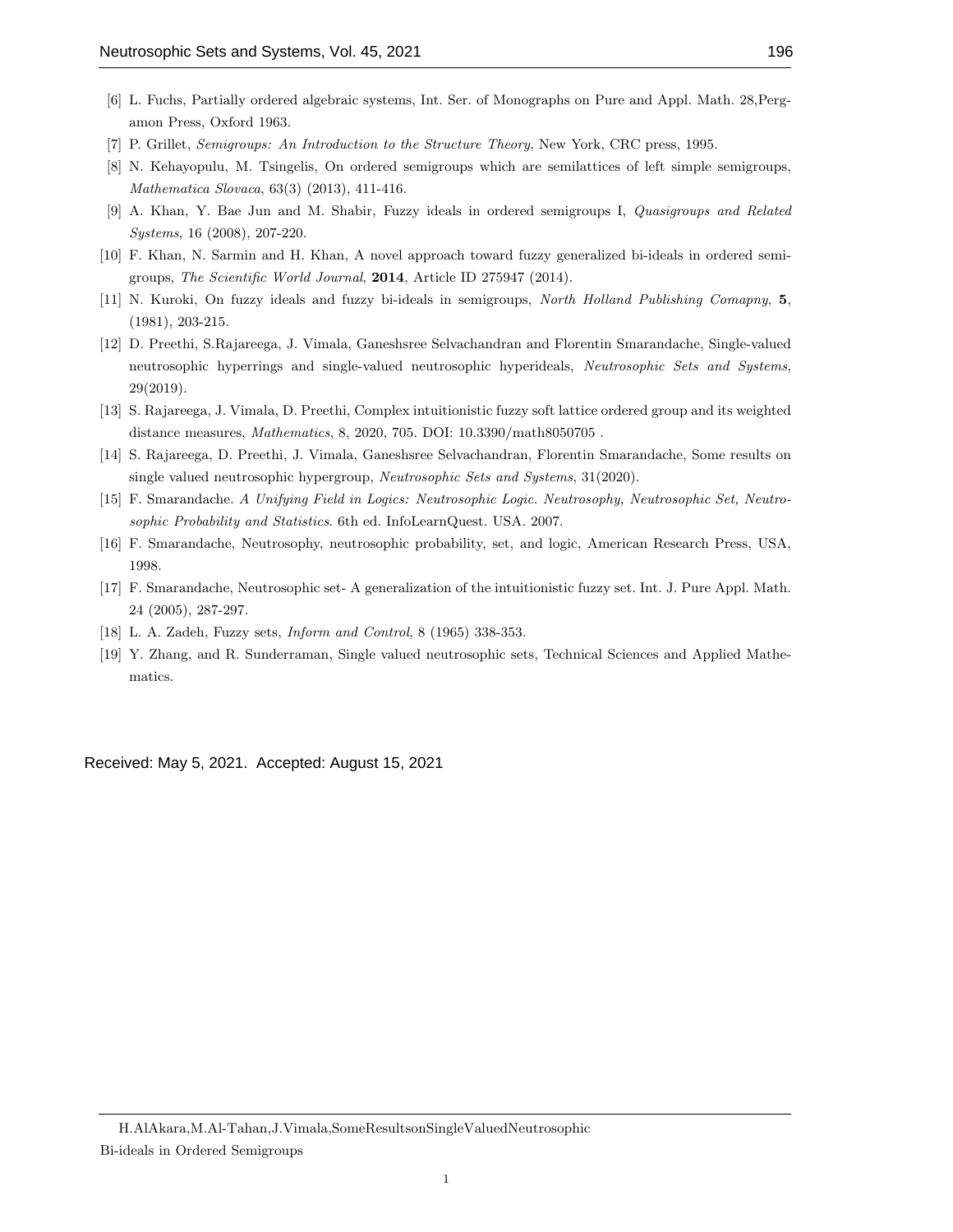[6] L. Fuchs, Partially ordered algebraic systems, Int. Ser. of Monographs on Pure and Appl. Math. 28,Pergamon Press, Oxford 1963.

[7] P. Grillet, *Semigroups: An Introduction to the Structure Theory*, New York, CRC press, 1995.

[8] N. Kehayopulu, M. Tsingelis, On ordered semigroups which are semilattices of left simple semigroups, *Mathematica Slovaca*, 63(3) (2013), 411-416.

[9] A. Khan, Y. Bae Jun and M. Shabir, Fuzzy ideals in ordered semigroups I, *Quasigroups and Related Systems*, 16 (2008), 207-220.

[10] F. Khan, N. Sarmin and H. Khan, A novel approach toward fuzzy generalized bi-ideals in ordered semigroups, *The Scientific World Journal*, **2014**, Article ID 275947 (2014).

[11] N. Kuroki, On fuzzy ideals and fuzzy bi-ideals in semigroups, *North Holland Publishing Comapny*, **5**, (1981), 203-215.

[12] D. Preethi, S.Rajareega, J. Vimala, Ganeshsree Selvachandran and Florentin Smarandache, Single-valued neutrosophic hyperrings and single-valued neutrosophic hyperideals, *Neutrosophic Sets and Systems*, 29(2019).

[13] S. Rajareega, J. Vimala, D. Preethi, Complex intuitionistic fuzzy soft lattice ordered group and its weighted distance measures, *Mathematics*, 8, 2020, 705. DOI: 10.3390/math8050705 .

[14] S. Rajareega, D. Preethi, J. Vimala, Ganeshsree Selvachandran, Florentin Smarandache, Some results on single valued neutrosophic hypergroup, *Neutrosophic Sets and Systems*, 31(2020).

[15] F. Smarandache. *A Unifying Field in Logics: Neutrosophic Logic. Neutrosophy, Neutrosophic Set, Neutrosophic Probability and Statistics*. 6th ed. InfoLearnQuest. USA. 2007.

[16] F. Smarandache, Neutrosophy, neutrosophic probability, set, and logic, American Research Press, USA, 1998.

[17] F. Smarandache, Neutrosophic set- A generalization of the intuitionistic fuzzy set. Int. J. Pure Appl. Math. 24 (2005), 287-297.

[18] L. A. Zadeh, Fuzzy sets, *Inform and Control*, 8 (1965) 338-353.

[19] Y. Zhang, and R. Sunderraman, Single valued neutrosophic sets, Technical Sciences and Applied Mathematics.

Received: May 5, 2021. Accepted: August 15, 2021